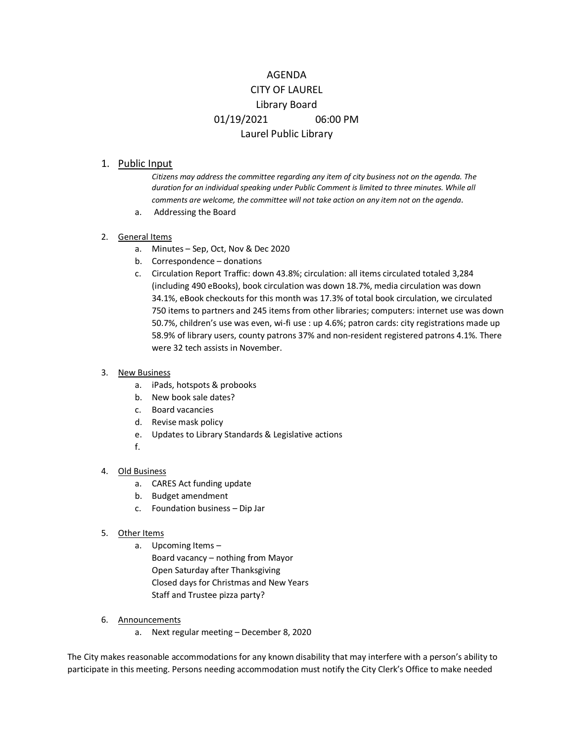# AGENDA
## CITY OF LAUREL
## Library Board
## 01/19/2021 06:00 PM
## Laurel Public Library

1. Public Input

   *Citizens may address the committee regarding any item of city business not on the agenda. The duration for an individual speaking under Public Comment is limited to three minutes. While all comments are welcome, the committee will not take action on any item not on the agenda.*

   a. Addressing the Board

2. General Items
   a. Minutes – Sep, Oct, Nov & Dec 2020
   b. Correspondence – donations
   c. Circulation Report Traffic: down 43.8%; circulation: all items circulated totaled 3,284 (including 490 eBooks), book circulation was down 18.7%, media circulation was down 34.1%, eBook checkouts for this month was 17.3% of total book circulation, we circulated 750 items to partners and 245 items from other libraries; computers: internet use was down 50.7%, children's use was even, wi-fi use : up 4.6%; patron cards: city registrations made up 58.9% of library users, county patrons 37% and non-resident registered patrons 4.1%. There were 32 tech assists in November.

3. New Business
   a. iPads, hotspots & probooks
   b. New book sale dates?
   c. Board vacancies
   d. Revise mask policy
   e. Updates to Library Standards & Legislative actions
   f.

4. Old Business
   a. CARES Act funding update
   b. Budget amendment
   c. Foundation business – Dip Jar

5. Other Items
   a. Upcoming Items –
      Board vacancy – nothing from Mayor
      Open Saturday after Thanksgiving
      Closed days for Christmas and New Years
      Staff and Trustee pizza party?

6. Announcements
   a. Next regular meeting – December 8, 2020

The City makes reasonable accommodations for any known disability that may interfere with a person's ability to participate in this meeting. Persons needing accommodation must notify the City Clerk's Office to make needed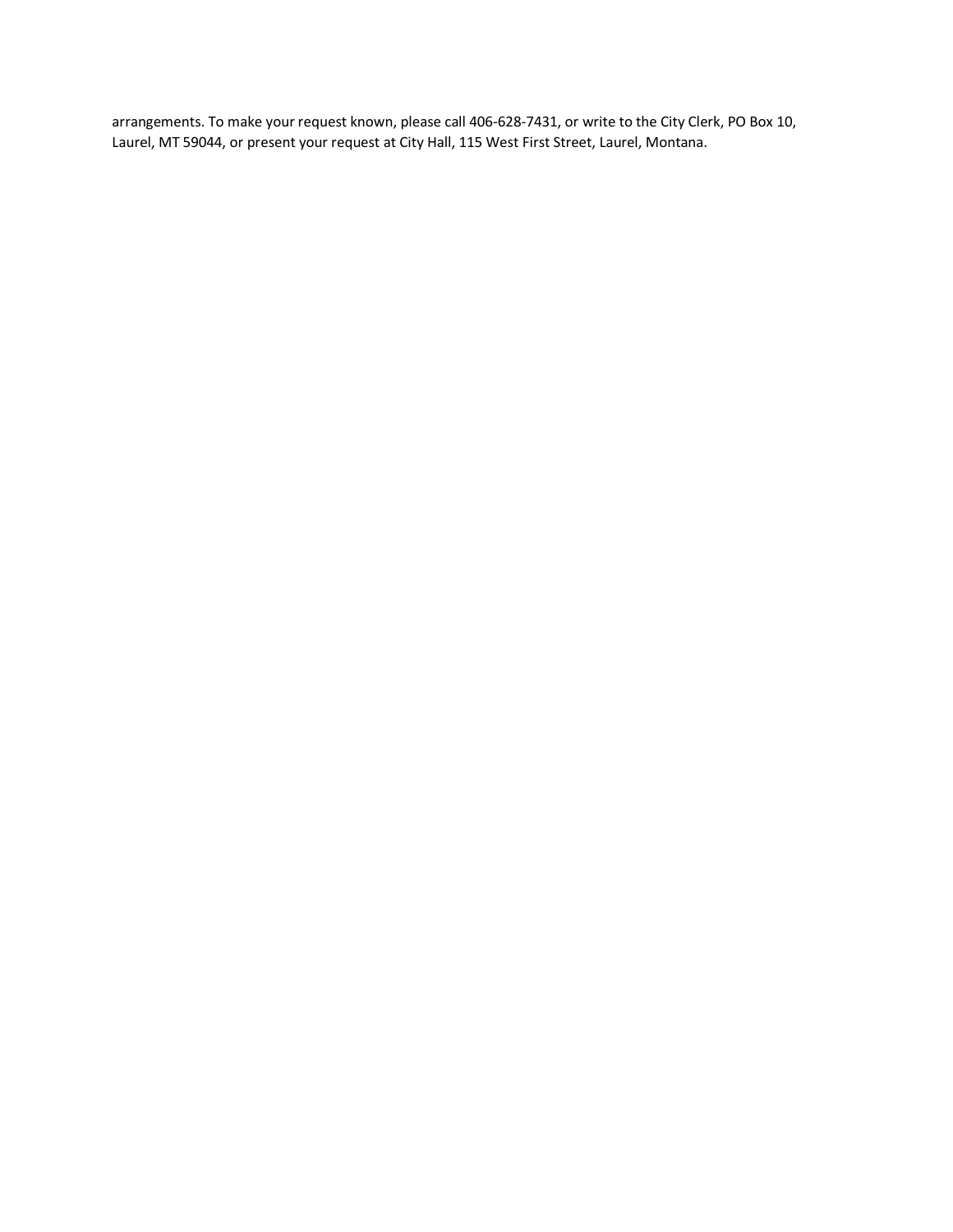arrangements. To make your request known, please call 406-628-7431, or write to the City Clerk, PO Box 10, Laurel, MT 59044, or present your request at City Hall, 115 West First Street, Laurel, Montana.